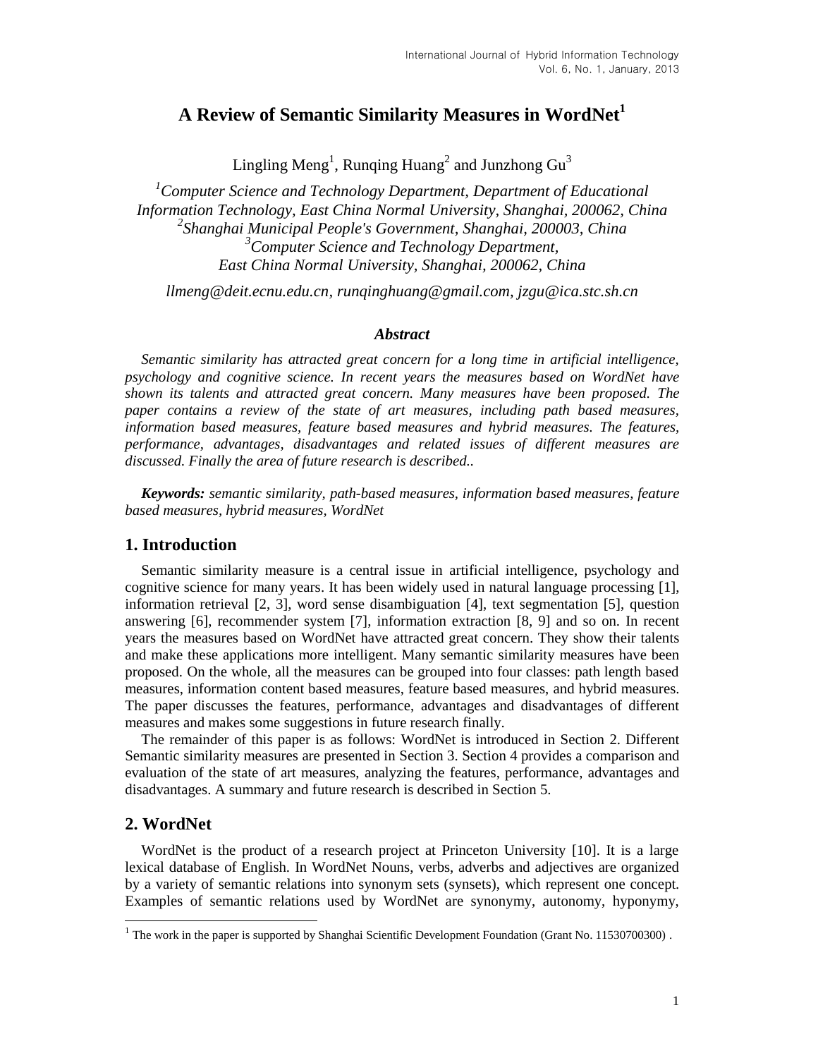# A Review of Semantic Similarity Measures in WordNet[1]

Lingling Meng[1], Runqing Huang[2] and Junzhong Gu[3]

[1]*Computer Science and Technology Department, Department of Educational Information Technology, East China Normal University, Shanghai, 200062, China*
[2]*Shanghai Municipal People's Government, Shanghai, 200003, China*
[3]*Computer Science and Technology Department, East China Normal University, Shanghai, 200062, China*

*llmeng@deit.ecnu.edu.cn, runqinghuang@gmail.com, jzgu@ica.stc.sh.cn*

***Abstract***

*Semantic similarity has attracted great concern for a long time in artificial intelligence, psychology and cognitive science. In recent years the measures based on WordNet have shown its talents and attracted great concern. Many measures have been proposed. The paper contains a review of the state of art measures, including path based measures, information based measures, feature based measures and hybrid measures. The features, performance, advantages, disadvantages and related issues of different measures are discussed. Finally the area of future research is described..*

***Keywords:*** *semantic similarity, path-based measures, information based measures, feature based measures, hybrid measures, WordNet*

## 1. Introduction

Semantic similarity measure is a central issue in artificial intelligence, psychology and cognitive science for many years. It has been widely used in natural language processing [1], information retrieval [2, 3], word sense disambiguation [4], text segmentation [5], question answering [6], recommender system [7], information extraction [8, 9] and so on. In recent years the measures based on WordNet have attracted great concern. They show their talents and make these applications more intelligent. Many semantic similarity measures have been proposed. On the whole, all the measures can be grouped into four classes: path length based measures, information content based measures, feature based measures, and hybrid measures. The paper discusses the features, performance, advantages and disadvantages of different measures and makes some suggestions in future research finally.

The remainder of this paper is as follows: WordNet is introduced in Section 2. Different Semantic similarity measures are presented in Section 3. Section 4 provides a comparison and evaluation of the state of art measures, analyzing the features, performance, advantages and disadvantages. A summary and future research is described in Section 5.

## 2. WordNet

WordNet is the product of a research project at Princeton University [10]. It is a large lexical database of English. In WordNet Nouns, verbs, adverbs and adjectives are organized by a variety of semantic relations into synonym sets (synsets), which represent one concept. Examples of semantic relations used by WordNet are synonymy, autonomy, hyponymy,

[1] The work in the paper is supported by Shanghai Scientific Development Foundation (Grant No. 11530700300) .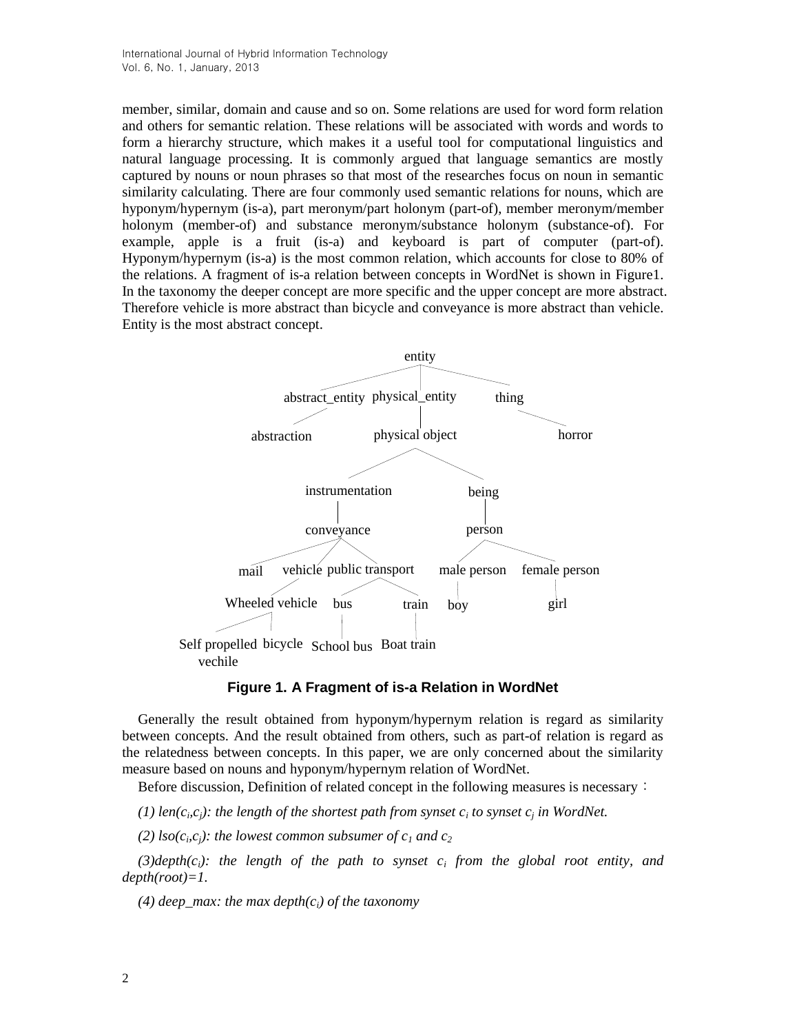member, similar, domain and cause and so on. Some relations are used for word form relation and others for semantic relation. These relations will be associated with words and words to form a hierarchy structure, which makes it a useful tool for computational linguistics and natural language processing. It is commonly argued that language semantics are mostly captured by nouns or noun phrases so that most of the researches focus on noun in semantic similarity calculating. There are four commonly used semantic relations for nouns, which are hyponym/hypernym (is-a), part meronym/part holonym (part-of), member meronym/member holonym (member-of) and substance meronym/substance holonym (substance-of). For example, apple is a fruit (is-a) and keyboard is part of computer (part-of). Hyponym/hypernym (is-a) is the most common relation, which accounts for close to 80% of the relations. A fragment of is-a relation between concepts in WordNet is shown in Figure1. In the taxonomy the deeper concept are more specific and the upper concept are more abstract. Therefore vehicle is more abstract than bicycle and conveyance is more abstract than vehicle. Entity is the most abstract concept.

```
entity
├── abstract_entity
│   └── abstraction
├── physical_entity
│   └── physical object
│       ├── instrumentation
│       │   └── conveyance
│       │       ├── mail
│       │       ├── vehicle
│       │       │   └── Wheeled vehicle
│       │       │       ├── Self propelled vechile
│       │       │       └── bicycle
│       │       └── public transport
│       │           ├── bus
│       │           │   └── School bus
│       │           └── train
│       │               └── Boat train
│       └── being
│           └── person
│               ├── male person
│               │   └── boy
│               └── female person
│                   └── girl
└── thing
    └── horror
```

**Figure 1. A Fragment of is-a Relation in WordNet**

Generally the result obtained from hyponym/hypernym relation is regard as similarity between concepts. And the result obtained from others, such as part-of relation is regard as the relatedness between concepts. In this paper, we are only concerned about the similarity measure based on nouns and hyponym/hypernym relation of WordNet.

Before discussion, Definition of related concept in the following measures is necessary：

*(1) $len(c_i,c_j)$: the length of the shortest path from synset $c_i$ to synset $c_j$ in WordNet.*

*(2) $lso(c_i,c_j)$: the lowest common subsumer of $c_1$ and $c_2$*

*(3)$depth(c_i)$: the length of the path to synset $c_i$ from the global root entity, and $depth(root)=1$.*

*(4) deep_max: the max $depth(c_i)$ of the taxonomy*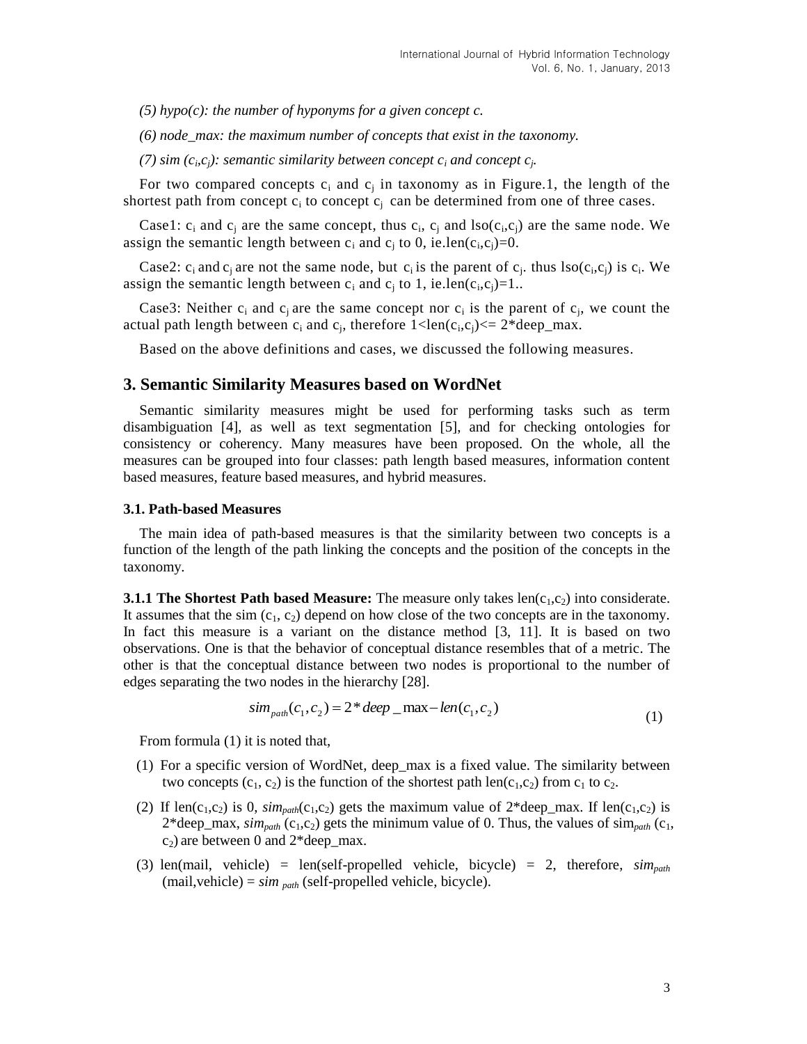*(5) hypo(c): the number of hyponyms for a given concept c.*

*(6) node_max: the maximum number of concepts that exist in the taxonomy.*

*(7) sim ($c_i$,$c_j$): semantic similarity between concept $c_i$ and concept $c_j$.*

For two compared concepts $c_i$ and $c_j$ in taxonomy as in Figure.1, the length of the shortest path from concept $c_i$ to concept $c_j$ can be determined from one of three cases.

Case1: $c_i$ and $c_j$ are the same concept, thus $c_i$, $c_j$ and lso($c_i$,$c_j$) are the same node. We assign the semantic length between $c_i$ and $c_j$ to 0, ie.len($c_i$,$c_j$)=0.

Case2: $c_i$ and $c_j$ are not the same node, but $c_i$ is the parent of $c_j$. thus lso($c_i$,$c_j$) is $c_i$. We assign the semantic length between $c_i$ and $c_j$ to 1, ie.len($c_i$,$c_j$)=1..

Case3: Neither $c_i$ and $c_j$ are the same concept nor $c_i$ is the parent of $c_j$, we count the actual path length between $c_i$ and $c_j$, therefore 1<len($c_i$,$c_j$)<= 2*deep_max.

Based on the above definitions and cases, we discussed the following measures.

## 3. Semantic Similarity Measures based on WordNet

Semantic similarity measures might be used for performing tasks such as term disambiguation [4], as well as text segmentation [5], and for checking ontologies for consistency or coherency. Many measures have been proposed. On the whole, all the measures can be grouped into four classes: path length based measures, information content based measures, feature based measures, and hybrid measures.

### 3.1. Path-based Measures

The main idea of path-based measures is that the similarity between two concepts is a function of the length of the path linking the concepts and the position of the concepts in the taxonomy.

**3.1.1 The Shortest Path based Measure:** The measure only takes len($c_1$,$c_2$) into considerate. It assumes that the sim ($c_1$, $c_2$) depend on how close of the two concepts are in the taxonomy. In fact this measure is a variant on the distance method [3, 11]. It is based on two observations. One is that the behavior of conceptual distance resembles that of a metric. The other is that the conceptual distance between two nodes is proportional to the number of edges separating the two nodes in the hierarchy [28].

$$sim_{path}(c_1, c_2) = 2 * deep\_max - len(c_1, c_2) \tag{1}$$

From formula (1) it is noted that,

(1) For a specific version of WordNet, deep_max is a fixed value. The similarity between two concepts ($c_1$, $c_2$) is the function of the shortest path len($c_1$,$c_2$) from $c_1$ to $c_2$.

(2) If len($c_1$,$c_2$) is 0, $sim_{path}$($c_1$,$c_2$) gets the maximum value of 2*deep_max. If len($c_1$,$c_2$) is 2*deep_max, $sim_{path}$ ($c_1$,$c_2$) gets the minimum value of 0. Thus, the values of $sim_{path}$ ($c_1$, $c_2$) are between 0 and 2*deep_max.

(3) len(mail, vehicle) = len(self-propelled vehicle, bicycle) = 2, therefore, $sim_{path}$ (mail,vehicle) = $sim_{path}$ (self-propelled vehicle, bicycle).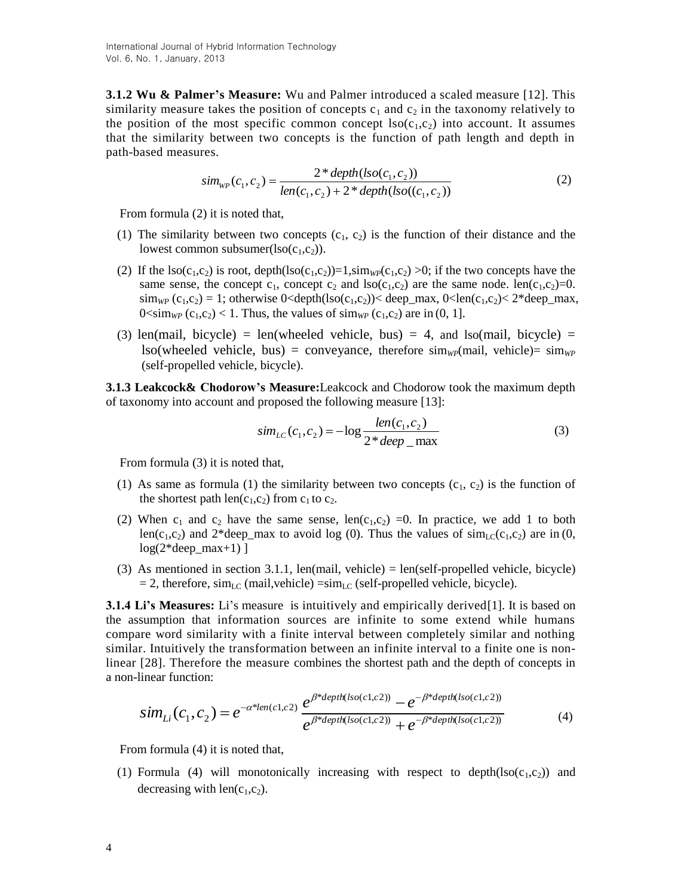**3.1.2 Wu & Palmer's Measure:** Wu and Palmer introduced a scaled measure [12]. This similarity measure takes the position of concepts $c_1$ and $c_2$ in the taxonomy relatively to the position of the most specific common concept $lso(c_1,c_2)$ into account. It assumes that the similarity between two concepts is the function of path length and depth in path-based measures.

$$sim_{WP}(c_1,c_2) = \frac{2*depth(lso(c_1,c_2))}{len(c_1,c_2) + 2*depth(lso((c_1,c_2))} \tag{2}$$

From formula (2) it is noted that,

(1) The similarity between two concepts ($c_1$, $c_2$) is the function of their distance and the lowest common subsumer($lso(c_1,c_2)$).

(2) If the $lso(c_1,c_2)$ is root, $depth(lso(c_1,c_2))=1$, $sim_{WP}(c_1,c_2) > 0$; if the two concepts have the same sense, the concept $c_1$, concept $c_2$ and $lso(c_1,c_2)$ are the same node. $len(c_1,c_2)=0$. $sim_{WP}(c_1,c_2) = 1$; otherwise $0<depth(lso(c_1,c_2))<$ deep_max, $0<len(c_1,c_2)<2*$deep_max, $0<sim_{WP}(c_1,c_2)<1$. Thus, the values of $sim_{WP}(c_1,c_2)$ are in (0, 1].

(3) len(mail, bicycle) = len(wheeled vehicle, bus) = 4, and lso(mail, bicycle) = lso(wheeled vehicle, bus) = conveyance, therefore $sim_{WP}$(mail, vehicle)= $sim_{WP}$ (self-propelled vehicle, bicycle).

**3.1.3 Leakcock& Chodorow's Measure:** Leakcock and Chodorow took the maximum depth of taxonomy into account and proposed the following measure [13]:

$$sim_{LC}(c_1,c_2) = -\log \frac{len(c_1,c_2)}{2*deep\_max} \tag{3}$$

From formula (3) it is noted that,

(1) As same as formula (1) the similarity between two concepts ($c_1$, $c_2$) is the function of the shortest path $len(c_1,c_2)$ from $c_1$ to $c_2$.

(2) When $c_1$ and $c_2$ have the same sense, $len(c_1,c_2)=0$. In practice, we add 1 to both $len(c_1,c_2)$ and 2*deep_max to avoid log (0). Thus the values of $sim_{LC}(c_1,c_2)$ are in (0, log(2*deep_max+1) ]

(3) As mentioned in section 3.1.1, len(mail, vehicle) = len(self-propelled vehicle, bicycle) = 2, therefore, $sim_{LC}$ (mail,vehicle) =$sim_{LC}$ (self-propelled vehicle, bicycle).

**3.1.4 Li's Measures:** Li's measure is intuitively and empirically derived[1]. It is based on the assumption that information sources are infinite to some extend while humans compare word similarity with a finite interval between completely similar and nothing similar. Intuitively the transformation between an infinite interval to a finite one is non-linear [28]. Therefore the measure combines the shortest path and the depth of concepts in a non-linear function:

$$sim_{Li}(c_1,c_2) = e^{-\alpha*len(c1,c2)} \frac{e^{\beta*depth(lso(c1,c2))} - e^{-\beta*depth(lso(c1,c2))}}{e^{\beta*depth(lso(c1,c2))} + e^{-\beta*depth(lso(c1,c2))}} \tag{4}$$

From formula (4) it is noted that,

(1) Formula (4) will monotonically increasing with respect to $depth(lso(c_1,c_2))$ and decreasing with $len(c_1,c_2)$.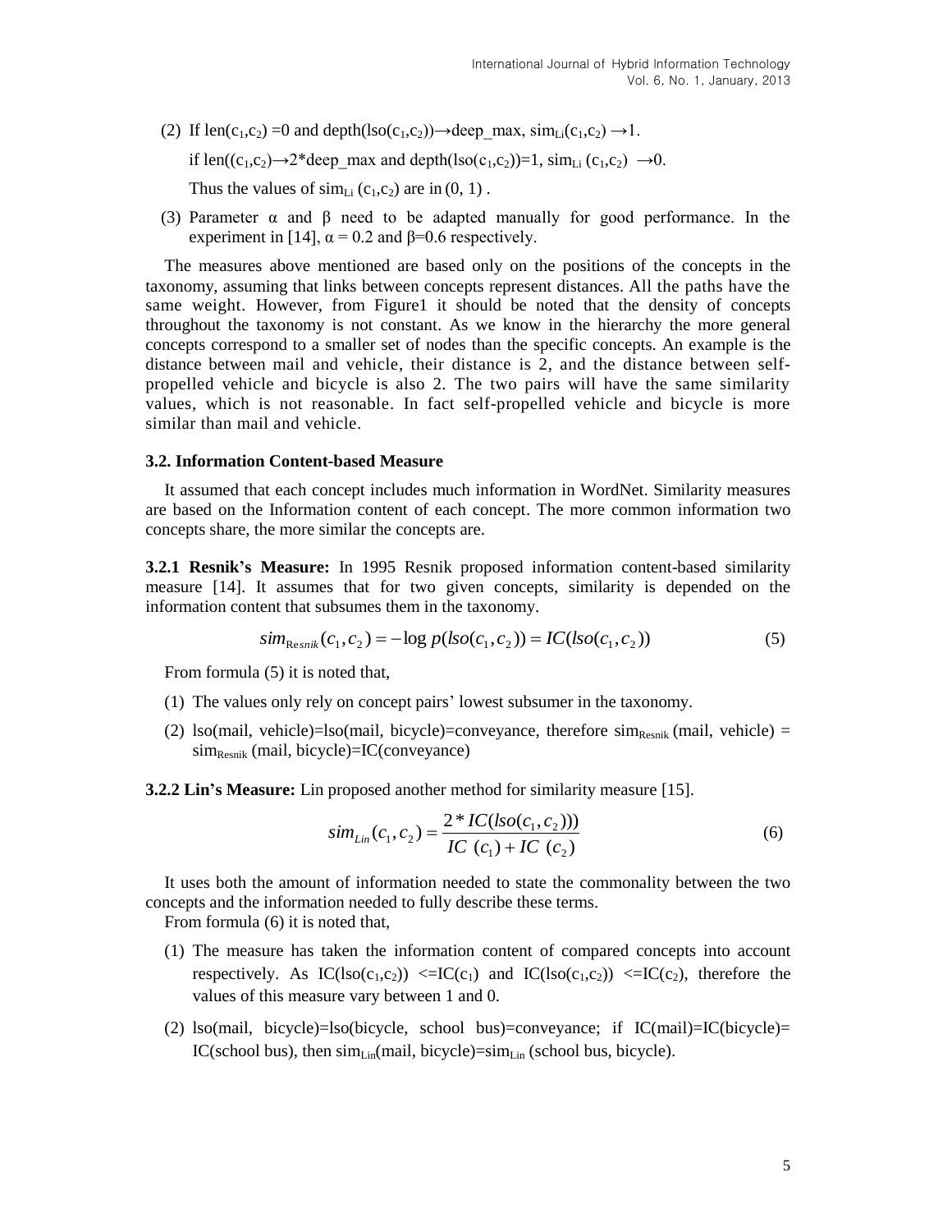(2) If $len(c_1,c_2)=0$ and $depth(lso(c_1,c_2)) \rightarrow deep\_max$, $sim_{Li}(c_1,c_2) \rightarrow 1$.

if $len((c_1,c_2) \rightarrow 2*deep\_max$ and $depth(lso(c_1,c_2))=1$, $sim_{Li}(c_1,c_2) \rightarrow 0$.

Thus the values of $sim_{Li}(c_1,c_2)$ are in $(0, 1)$.

(3) Parameter α and β need to be adapted manually for good performance. In the experiment in [14], $\alpha = 0.2$ and $\beta=0.6$ respectively.

The measures above mentioned are based only on the positions of the concepts in the taxonomy, assuming that links between concepts represent distances. All the paths have the same weight. However, from Figure1 it should be noted that the density of concepts throughout the taxonomy is not constant. As we know in the hierarchy the more general concepts correspond to a smaller set of nodes than the specific concepts. An example is the distance between mail and vehicle, their distance is 2, and the distance between self-propelled vehicle and bicycle is also 2. The two pairs will have the same similarity values, which is not reasonable. In fact self-propelled vehicle and bicycle is more similar than mail and vehicle.

### 3.2. Information Content-based Measure

It assumed that each concept includes much information in WordNet. Similarity measures are based on the Information content of each concept. The more common information two concepts share, the more similar the concepts are.

**3.2.1 Resnik's Measure:** In 1995 Resnik proposed information content-based similarity measure [14]. It assumes that for two given concepts, similarity is depended on the information content that subsumes them in the taxonomy.

$$sim_{Resnik}(c_1,c_2) = -\log p(lso(c_1,c_2)) = IC(lso(c_1,c_2)) \tag{5}$$

From formula (5) it is noted that,

(1) The values only rely on concept pairs' lowest subsumer in the taxonomy.

(2) lso(mail, vehicle)=lso(mail, bicycle)=conveyance, therefore $sim_{Resnik}$ (mail, vehicle) = $sim_{Resnik}$ (mail, bicycle)=IC(conveyance)

**3.2.2 Lin's Measure:** Lin proposed another method for similarity measure [15].

$$sim_{Lin}(c_1,c_2) = \frac{2*IC(lso(c_1,c_2)))}{IC\ (c_1) + IC\ (c_2)} \tag{6}$$

It uses both the amount of information needed to state the commonality between the two concepts and the information needed to fully describe these terms.

From formula (6) it is noted that,

(1) The measure has taken the information content of compared concepts into account respectively. As $IC(lso(c_1,c_2)) <= IC(c_1)$ and $IC(lso(c_1,c_2)) <= IC(c_2)$, therefore the values of this measure vary between 1 and 0.

(2) lso(mail, bicycle)=lso(bicycle, school bus)=conveyance; if IC(mail)=IC(bicycle)= IC(school bus), then $sim_{Lin}$(mail, bicycle)=$sim_{Lin}$ (school bus, bicycle).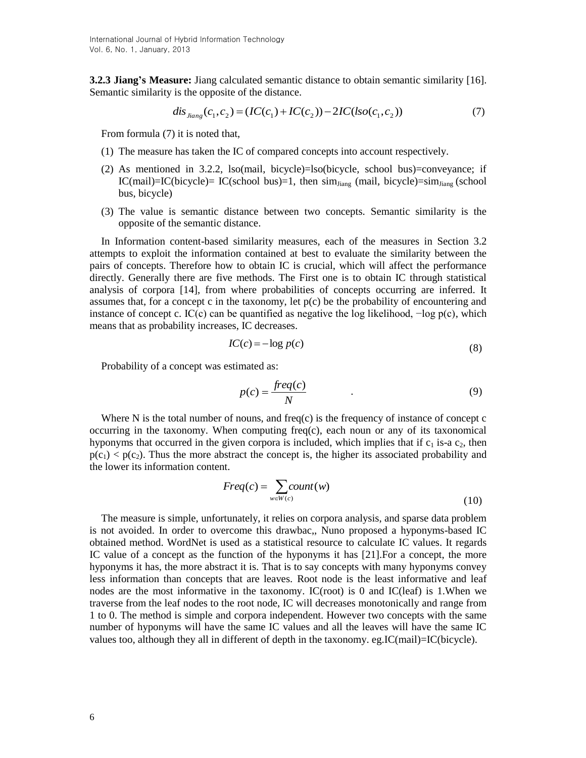**3.2.3 Jiang's Measure:** Jiang calculated semantic distance to obtain semantic similarity [16]. Semantic similarity is the opposite of the distance.

$$dis_{Jiang}(c_1, c_2) = (IC(c_1) + IC(c_2)) - 2IC(lso(c_1, c_2)) \tag{7}$$

From formula (7) it is noted that,

(1) The measure has taken the IC of compared concepts into account respectively.

(2) As mentioned in 3.2.2, lso(mail, bicycle)=lso(bicycle, school bus)=conveyance; if IC(mail)=IC(bicycle)= IC(school bus)=1, then $sim_{Jiang}$ (mail, bicycle)=$sim_{Jiang}$ (school bus, bicycle)

(3) The value is semantic distance between two concepts. Semantic similarity is the opposite of the semantic distance.

In Information content-based similarity measures, each of the measures in Section 3.2 attempts to exploit the information contained at best to evaluate the similarity between the pairs of concepts. Therefore how to obtain IC is crucial, which will affect the performance directly. Generally there are five methods. The First one is to obtain IC through statistical analysis of corpora [14], from where probabilities of concepts occurring are inferred. It assumes that, for a concept c in the taxonomy, let p(c) be the probability of encountering and instance of concept c. IC(c) can be quantified as negative the log likelihood, $-\log p(c)$, which means that as probability increases, IC decreases.

$$IC(c) = -\log p(c) \tag{8}$$

Probability of a concept was estimated as:

$$p(c) = \frac{freq(c)}{N} \tag{9}$$

Where N is the total number of nouns, and freq(c) is the frequency of instance of concept c occurring in the taxonomy. When computing freq(c), each noun or any of its taxonomical hyponyms that occurred in the given corpora is included, which implies that if $c_1$ is-a $c_2$, then $p(c_1) < p(c_2)$. Thus the more abstract the concept is, the higher its associated probability and the lower its information content.

$$Freq(c) = \sum_{w \in W(c)} count(w) \tag{10}$$

The measure is simple, unfortunately, it relies on corpora analysis, and sparse data problem is not avoided. In order to overcome this drawbac,, Nuno proposed a hyponyms-based IC obtained method. WordNet is used as a statistical resource to calculate IC values. It regards IC value of a concept as the function of the hyponyms it has [21].For a concept, the more hyponyms it has, the more abstract it is. That is to say concepts with many hyponyms convey less information than concepts that are leaves. Root node is the least informative and leaf nodes are the most informative in the taxonomy. IC(root) is 0 and IC(leaf) is 1.When we traverse from the leaf nodes to the root node, IC will decreases monotonically and range from 1 to 0. The method is simple and corpora independent. However two concepts with the same number of hyponyms will have the same IC values and all the leaves will have the same IC values too, although they all in different of depth in the taxonomy. eg.IC(mail)=IC(bicycle).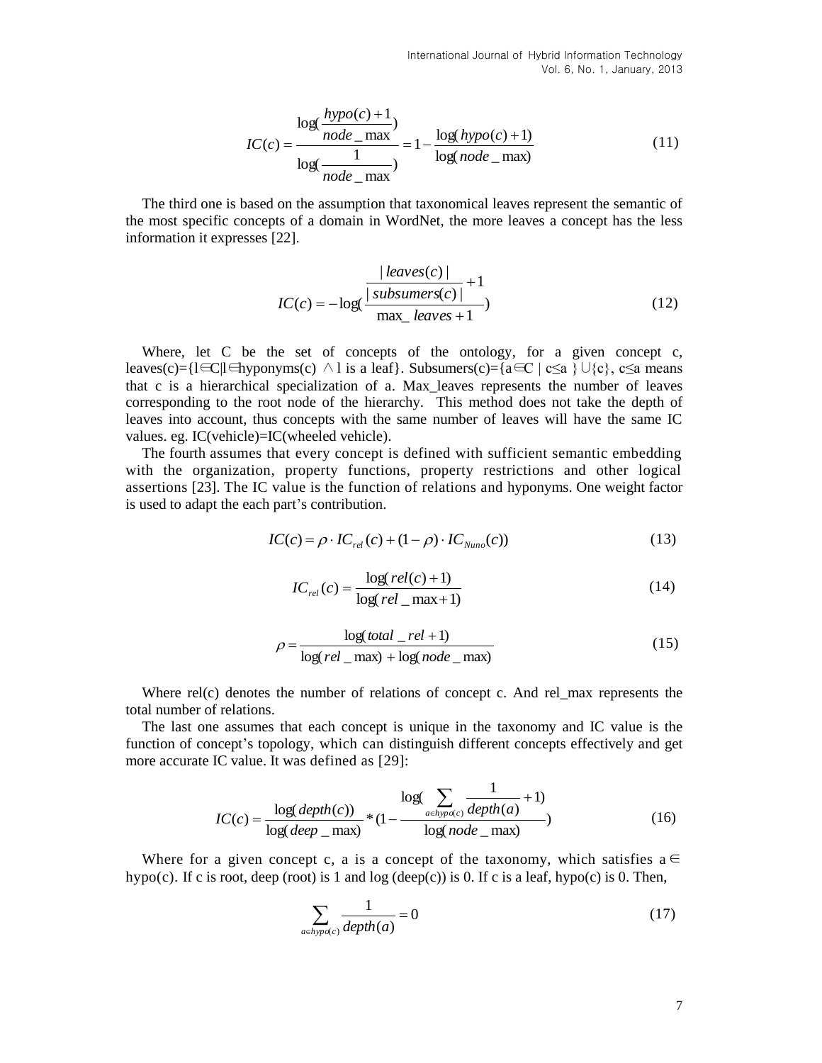$$IC(c) = \frac{\log(\frac{hypo(c)+1}{node\_\max})}{\log(\frac{1}{node\_\max})} = 1 - \frac{\log(hypo(c)+1)}{\log(node\_\max)} \tag{11}$$

The third one is based on the assumption that taxonomical leaves represent the semantic of the most specific concepts of a domain in WordNet, the more leaves a concept has the less information it expresses [22].

$$IC(c) = -\log(\frac{\frac{|leaves(c)|}{|subsumers(c)|}+1}{\max\_leaves+1}) \tag{12}$$

Where, let C be the set of concepts of the ontology, for a given concept c, leaves(c)={l∈C|l∈hyponyms(c) ∧ l is a leaf}. Subsumers(c)={a∈C | c≤a }∪{c}, c≤a means that c is a hierarchical specialization of a. Max_leaves represents the number of leaves corresponding to the root node of the hierarchy. This method does not take the depth of leaves into account, thus concepts with the same number of leaves will have the same IC values. eg. IC(vehicle)=IC(wheeled vehicle).

The fourth assumes that every concept is defined with sufficient semantic embedding with the organization, property functions, property restrictions and other logical assertions [23]. The IC value is the function of relations and hyponyms. One weight factor is used to adapt the each part's contribution.

$$IC(c) = \rho \cdot IC_{rel}(c) + (1-\rho) \cdot IC_{Nuno}(c)) \tag{13}$$

$$IC_{rel}(c) = \frac{\log(rel(c)+1)}{\log(rel\_\max+1)} \tag{14}$$

$$\rho = \frac{\log(total\_rel+1)}{\log(rel\_\max) + \log(node\_\max)} \tag{15}$$

Where rel(c) denotes the number of relations of concept c. And rel_max represents the total number of relations.

The last one assumes that each concept is unique in the taxonomy and IC value is the function of concept's topology, which can distinguish different concepts effectively and get more accurate IC value. It was defined as [29]:

$$IC(c) = \frac{\log(depth(c))}{\log(deep\_\max)} * (1 - \frac{\log(\sum_{a \in hypo(c)} \frac{1}{depth(a)}+1)}{\log(node\_\max)}) \tag{16}$$

Where for a given concept c, a is a concept of the taxonomy, which satisfies a ∈ hypo(c). If c is root, deep (root) is 1 and log (deep(c)) is 0. If c is a leaf, hypo(c) is 0. Then,

$$\sum_{a \in hypo(c)} \frac{1}{depth(a)} = 0 \tag{17}$$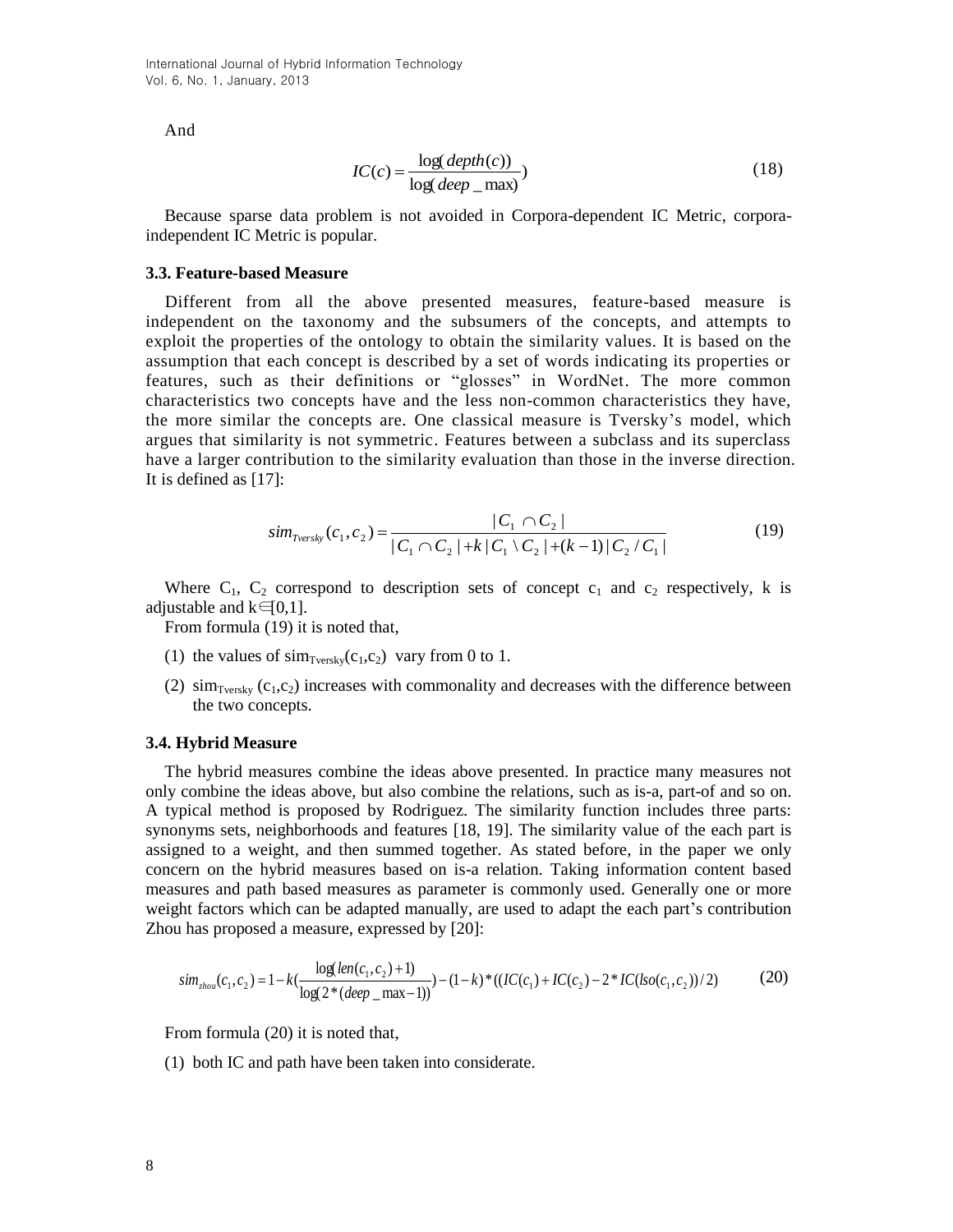And

$$IC(c) = \frac{\log(depth(c))}{\log(deep\_\max)}) \tag{18}$$

Because sparse data problem is not avoided in Corpora-dependent IC Metric, corpora-independent IC Metric is popular.

### 3.3. Feature-based Measure

Different from all the above presented measures, feature-based measure is independent on the taxonomy and the subsumers of the concepts, and attempts to exploit the properties of the ontology to obtain the similarity values. It is based on the assumption that each concept is described by a set of words indicating its properties or features, such as their definitions or "glosses" in WordNet. The more common characteristics two concepts have and the less non-common characteristics they have, the more similar the concepts are. One classical measure is Tversky's model, which argues that similarity is not symmetric. Features between a subclass and its superclass have a larger contribution to the similarity evaluation than those in the inverse direction. It is defined as [17]:

$$sim_{Tversky}(c_1, c_2) = \frac{|C_1 \cap C_2|}{|C_1 \cap C_2| + k|C_1 \setminus C_2| + (k-1)|C_2 / C_1|} \tag{19}$$

Where $C_1$, $C_2$ correspond to description sets of concept $c_1$ and $c_2$ respectively, k is adjustable and $k \in [0,1]$.

From formula (19) it is noted that,

(1) the values of $sim_{Tversky}(c_1,c_2)$ vary from 0 to 1.

(2) $sim_{Tversky}(c_1,c_2)$ increases with commonality and decreases with the difference between the two concepts.

### 3.4. Hybrid Measure

The hybrid measures combine the ideas above presented. In practice many measures not only combine the ideas above, but also combine the relations, such as is-a, part-of and so on. A typical method is proposed by Rodriguez. The similarity function includes three parts: synonyms sets, neighborhoods and features [18, 19]. The similarity value of the each part is assigned to a weight, and then summed together. As stated before, in the paper we only concern on the hybrid measures based on is-a relation. Taking information content based measures and path based measures as parameter is commonly used. Generally one or more weight factors which can be adapted manually, are used to adapt the each part's contribution Zhou has proposed a measure, expressed by [20]:

$$sim_{zhou}(c_1, c_2) = 1 - k\left(\frac{\log(len(c_1, c_2) + 1)}{\log(2*(deep\_\max - 1))}\right) - (1-k)*((IC(c_1) + IC(c_2) - 2*IC(lso(c_1, c_2))/2) \tag{20}$$

From formula (20) it is noted that,

(1) both IC and path have been taken into considerate.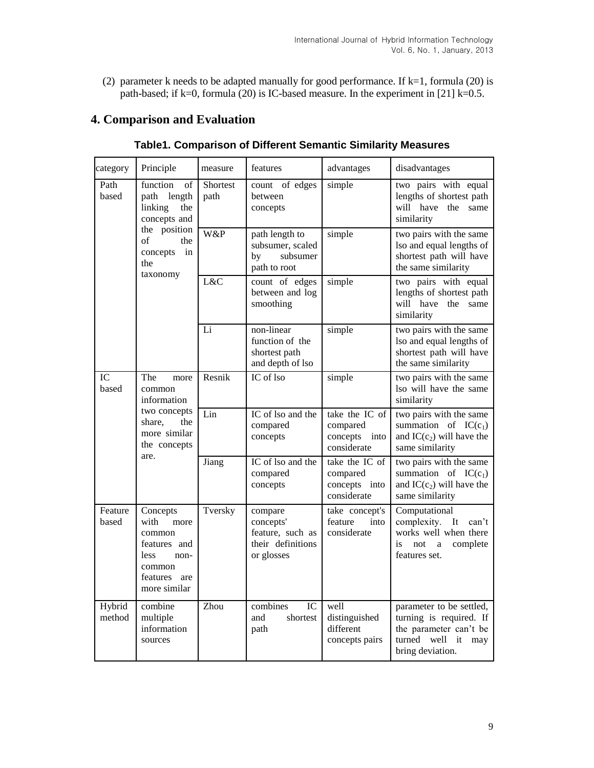(2) parameter k needs to be adapted manually for good performance. If k=1, formula (20) is path-based; if k=0, formula (20) is IC-based measure. In the experiment in [21] k=0.5.

## 4. Comparison and Evaluation

**Table1. Comparison of Different Semantic Similarity Measures**

| category | Principle | measure | features | advantages | disadvantages |
|---|---|---|---|---|---|
| Path based | function of path length linking the concepts and the position of the concepts in the taxonomy | Shortest path | count of edges between concepts | simple | two pairs with equal lengths of shortest path will have the same similarity |
| | | W&P | path length to subsumer, scaled by subsumer path to root | simple | two pairs with the same lso and equal lengths of shortest path will have the same similarity |
| | | L&C | count of edges between and log smoothing | simple | two pairs with equal lengths of shortest path will have the same similarity |
| | | Li | non-linear function of the shortest path and depth of lso | simple | two pairs with the same lso and equal lengths of shortest path will have the same similarity |
| IC based | The more common information two concepts share, the more similar the concepts are. | Resnik | IC of lso | simple | two pairs with the same lso will have the same similarity |
| | | Lin | IC of lso and the compared concepts | take the IC of compared concepts into considerate | two pairs with the same summation of $IC(c_1)$ and $IC(c_2)$ will have the same similarity |
| | | Jiang | IC of lso and the compared concepts | take the IC of compared concepts into considerate | two pairs with the same summation of $IC(c_1)$ and $IC(c_2)$ will have the same similarity |
| Feature based | Concepts with more common features and less non-common features are more similar | Tversky | compare concepts' feature, such as their definitions or glosses | take concept's feature into considerate | Computational complexity. It can't works well when there is not a complete features set. |
| Hybrid method | combine multiple information sources | Zhou | combines IC and shortest path | well distinguished different concepts pairs | parameter to be settled, turning is required. If the parameter can't be turned well it may bring deviation. |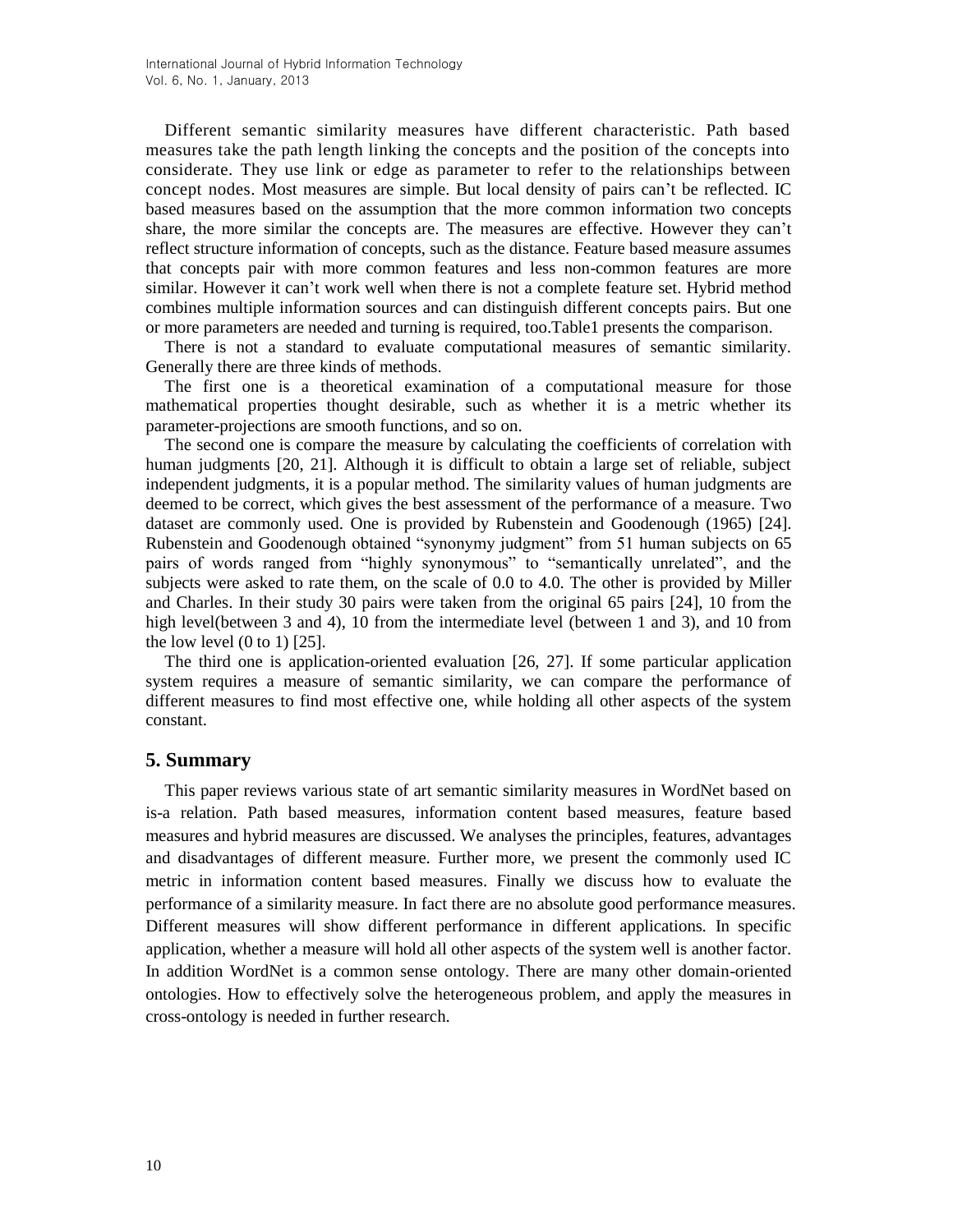Different semantic similarity measures have different characteristic. Path based measures take the path length linking the concepts and the position of the concepts into considerate. They use link or edge as parameter to refer to the relationships between concept nodes. Most measures are simple. But local density of pairs can't be reflected. IC based measures based on the assumption that the more common information two concepts share, the more similar the concepts are. The measures are effective. However they can't reflect structure information of concepts, such as the distance. Feature based measure assumes that concepts pair with more common features and less non-common features are more similar. However it can't work well when there is not a complete feature set. Hybrid method combines multiple information sources and can distinguish different concepts pairs. But one or more parameters are needed and turning is required, too.Table1 presents the comparison.

There is not a standard to evaluate computational measures of semantic similarity. Generally there are three kinds of methods.

The first one is a theoretical examination of a computational measure for those mathematical properties thought desirable, such as whether it is a metric whether its parameter-projections are smooth functions, and so on.

The second one is compare the measure by calculating the coefficients of correlation with human judgments [20, 21]. Although it is difficult to obtain a large set of reliable, subject independent judgments, it is a popular method. The similarity values of human judgments are deemed to be correct, which gives the best assessment of the performance of a measure. Two dataset are commonly used. One is provided by Rubenstein and Goodenough (1965) [24]. Rubenstein and Goodenough obtained "synonymy judgment" from 51 human subjects on 65 pairs of words ranged from "highly synonymous" to "semantically unrelated", and the subjects were asked to rate them, on the scale of 0.0 to 4.0. The other is provided by Miller and Charles. In their study 30 pairs were taken from the original 65 pairs [24], 10 from the high level(between 3 and 4), 10 from the intermediate level (between 1 and 3), and 10 from the low level (0 to 1) [25].

The third one is application-oriented evaluation [26, 27]. If some particular application system requires a measure of semantic similarity, we can compare the performance of different measures to find most effective one, while holding all other aspects of the system constant.

## 5. Summary

This paper reviews various state of art semantic similarity measures in WordNet based on is-a relation. Path based measures, information content based measures, feature based measures and hybrid measures are discussed. We analyses the principles, features, advantages and disadvantages of different measure. Further more, we present the commonly used IC metric in information content based measures. Finally we discuss how to evaluate the performance of a similarity measure. In fact there are no absolute good performance measures. Different measures will show different performance in different applications. In specific application, whether a measure will hold all other aspects of the system well is another factor. In addition WordNet is a common sense ontology. There are many other domain-oriented ontologies. How to effectively solve the heterogeneous problem, and apply the measures in cross-ontology is needed in further research.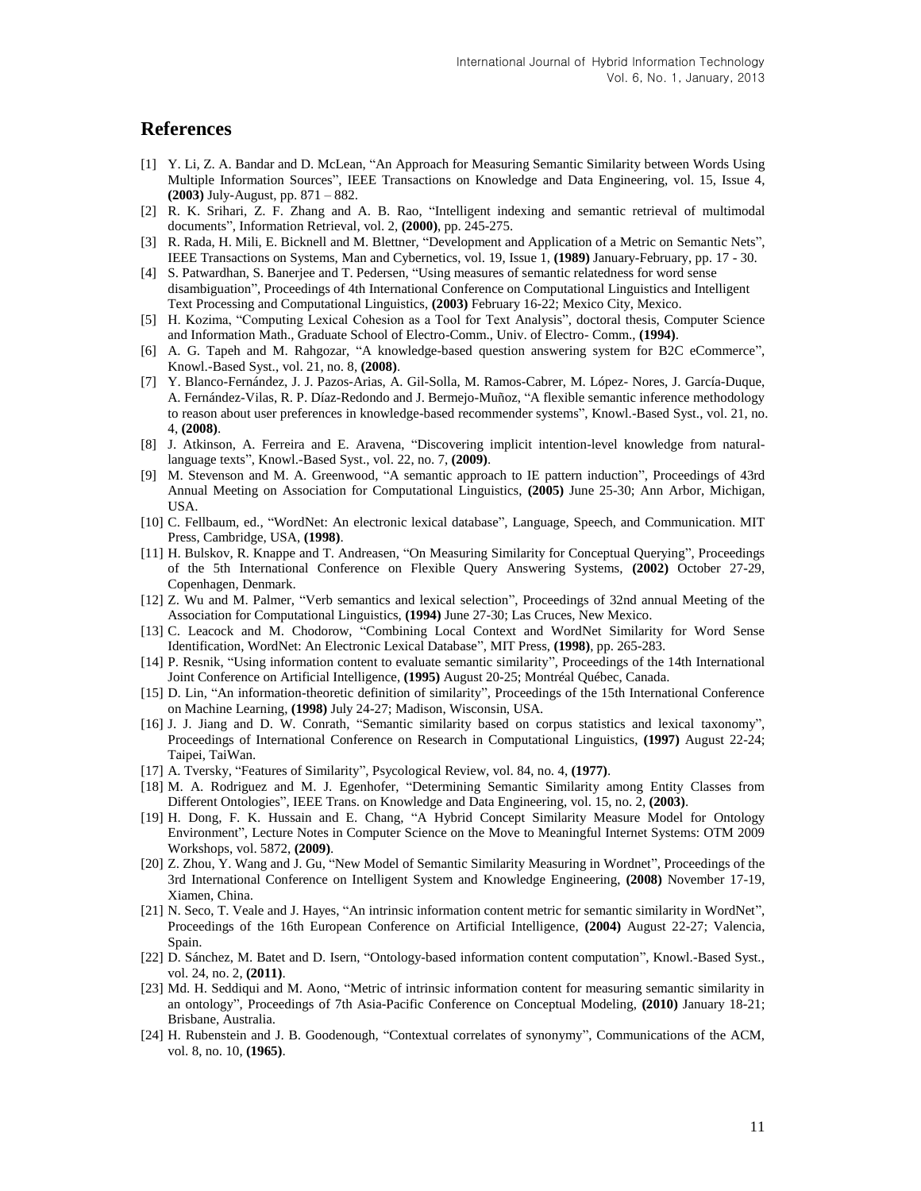## References

[1] Y. Li, Z. A. Bandar and D. McLean, "An Approach for Measuring Semantic Similarity between Words Using Multiple Information Sources", IEEE Transactions on Knowledge and Data Engineering, vol. 15, Issue 4, **(2003)** July-August, pp. 871 – 882.

[2] R. K. Srihari, Z. F. Zhang and A. B. Rao, "Intelligent indexing and semantic retrieval of multimodal documents", Information Retrieval, vol. 2, **(2000)**, pp. 245-275.

[3] R. Rada, H. Mili, E. Bicknell and M. Blettner, "Development and Application of a Metric on Semantic Nets", IEEE Transactions on Systems, Man and Cybernetics, vol. 19, Issue 1, **(1989)** January-February, pp. 17 - 30.

[4] S. Patwardhan, S. Banerjee and T. Pedersen, "Using measures of semantic relatedness for word sense disambiguation", Proceedings of 4th International Conference on Computational Linguistics and Intelligent Text Processing and Computational Linguistics, **(2003)** February 16-22; Mexico City, Mexico.

[5] H. Kozima, "Computing Lexical Cohesion as a Tool for Text Analysis", doctoral thesis, Computer Science and Information Math., Graduate School of Electro-Comm., Univ. of Electro- Comm., **(1994)**.

[6] A. G. Tapeh and M. Rahgozar, "A knowledge-based question answering system for B2C eCommerce", Knowl.-Based Syst., vol. 21, no. 8, **(2008)**.

[7] Y. Blanco-Fernández, J. J. Pazos-Arias, A. Gil-Solla, M. Ramos-Cabrer, M. López- Nores, J. García-Duque, A. Fernández-Vilas, R. P. Díaz-Redondo and J. Bermejo-Muñoz, "A flexible semantic inference methodology to reason about user preferences in knowledge-based recommender systems", Knowl.-Based Syst., vol. 21, no. 4, **(2008)**.

[8] J. Atkinson, A. Ferreira and E. Aravena, "Discovering implicit intention-level knowledge from natural-language texts", Knowl.-Based Syst., vol. 22, no. 7, **(2009)**.

[9] M. Stevenson and M. A. Greenwood, "A semantic approach to IE pattern induction", Proceedings of 43rd Annual Meeting on Association for Computational Linguistics, **(2005)** June 25-30; Ann Arbor, Michigan, USA.

[10] C. Fellbaum, ed., "WordNet: An electronic lexical database", Language, Speech, and Communication. MIT Press, Cambridge, USA, **(1998)**.

[11] H. Bulskov, R. Knappe and T. Andreasen, "On Measuring Similarity for Conceptual Querying", Proceedings of the 5th International Conference on Flexible Query Answering Systems, **(2002)** October 27-29, Copenhagen, Denmark.

[12] Z. Wu and M. Palmer, "Verb semantics and lexical selection", Proceedings of 32nd annual Meeting of the Association for Computational Linguistics, **(1994)** June 27-30; Las Cruces, New Mexico.

[13] C. Leacock and M. Chodorow, "Combining Local Context and WordNet Similarity for Word Sense Identification, WordNet: An Electronic Lexical Database", MIT Press, **(1998)**, pp. 265-283.

[14] P. Resnik, "Using information content to evaluate semantic similarity", Proceedings of the 14th International Joint Conference on Artificial Intelligence, **(1995)** August 20-25; Montréal Québec, Canada.

[15] D. Lin, "An information-theoretic definition of similarity", Proceedings of the 15th International Conference on Machine Learning, **(1998)** July 24-27; Madison, Wisconsin, USA.

[16] J. J. Jiang and D. W. Conrath, "Semantic similarity based on corpus statistics and lexical taxonomy", Proceedings of International Conference on Research in Computational Linguistics, **(1997)** August 22-24; Taipei, TaiWan.

[17] A. Tversky, "Features of Similarity", Psycological Review, vol. 84, no. 4, **(1977)**.

[18] M. A. Rodriguez and M. J. Egenhofer, "Determining Semantic Similarity among Entity Classes from Different Ontologies", IEEE Trans. on Knowledge and Data Engineering, vol. 15, no. 2, **(2003)**.

[19] H. Dong, F. K. Hussain and E. Chang, "A Hybrid Concept Similarity Measure Model for Ontology Environment", Lecture Notes in Computer Science on the Move to Meaningful Internet Systems: OTM 2009 Workshops, vol. 5872, **(2009)**.

[20] Z. Zhou, Y. Wang and J. Gu, "New Model of Semantic Similarity Measuring in Wordnet", Proceedings of the 3rd International Conference on Intelligent System and Knowledge Engineering, **(2008)** November 17-19, Xiamen, China.

[21] N. Seco, T. Veale and J. Hayes, "An intrinsic information content metric for semantic similarity in WordNet", Proceedings of the 16th European Conference on Artificial Intelligence, **(2004)** August 22-27; Valencia, Spain.

[22] D. Sánchez, M. Batet and D. Isern, "Ontology-based information content computation", Knowl.-Based Syst., vol. 24, no. 2, **(2011)**.

[23] Md. H. Seddiqui and M. Aono, "Metric of intrinsic information content for measuring semantic similarity in an ontology", Proceedings of 7th Asia-Pacific Conference on Conceptual Modeling, **(2010)** January 18-21; Brisbane, Australia.

[24] H. Rubenstein and J. B. Goodenough, "Contextual correlates of synonymy", Communications of the ACM, vol. 8, no. 10, **(1965)**.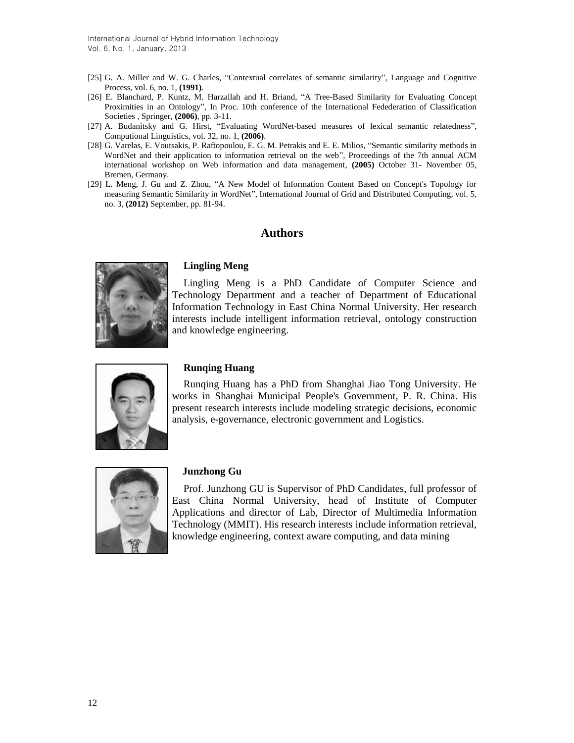[25] G. A. Miller and W. G. Charles, "Contextual correlates of semantic similarity", Language and Cognitive Process, vol. 6, no. 1, **(1991)**.

[26] E. Blanchard, P. Kuntz, M. Harzallah and H. Briand, "A Tree-Based Similarity for Evaluating Concept Proximities in an Ontology", In Proc. 10th conference of the International Fedederation of Classification Societies , Springer, **(2006)**, pp. 3-11.

[27] A. Budanitsky and G. Hirst, "Evaluating WordNet-based measures of lexical semantic relatedness", Computional Linguistics, vol. 32, no. 1, **(2006)**.

[28] G. Varelas, E. Voutsakis, P. Raftopoulou, E. G. M. Petrakis and E. E. Milios, "Semantic similarity methods in WordNet and their application to information retrieval on the web", Proceedings of the 7th annual ACM international workshop on Web information and data management, **(2005)** October 31- November 05, Bremen, Germany.

[29] L. Meng, J. Gu and Z. Zhou, "A New Model of Information Content Based on Concept's Topology for measuring Semantic Similarity in WordNet", International Journal of Grid and Distributed Computing, vol. 5, no. 3, **(2012)** September, pp. 81-94.

## Authors

**Lingling Meng**

Lingling Meng is a PhD Candidate of Computer Science and Technology Department and a teacher of Department of Educational Information Technology in East China Normal University. Her research interests include intelligent information retrieval, ontology construction and knowledge engineering.

**Runqing Huang**

Runqing Huang has a PhD from Shanghai Jiao Tong University. He works in Shanghai Municipal People's Government, P. R. China. His present research interests include modeling strategic decisions, economic analysis, e-governance, electronic government and Logistics.

**Junzhong Gu**

Prof. Junzhong GU is Supervisor of PhD Candidates, full professor of East China Normal University, head of Institute of Computer Applications and director of Lab, Director of Multimedia Information Technology (MMIT). His research interests include information retrieval, knowledge engineering, context aware computing, and data mining